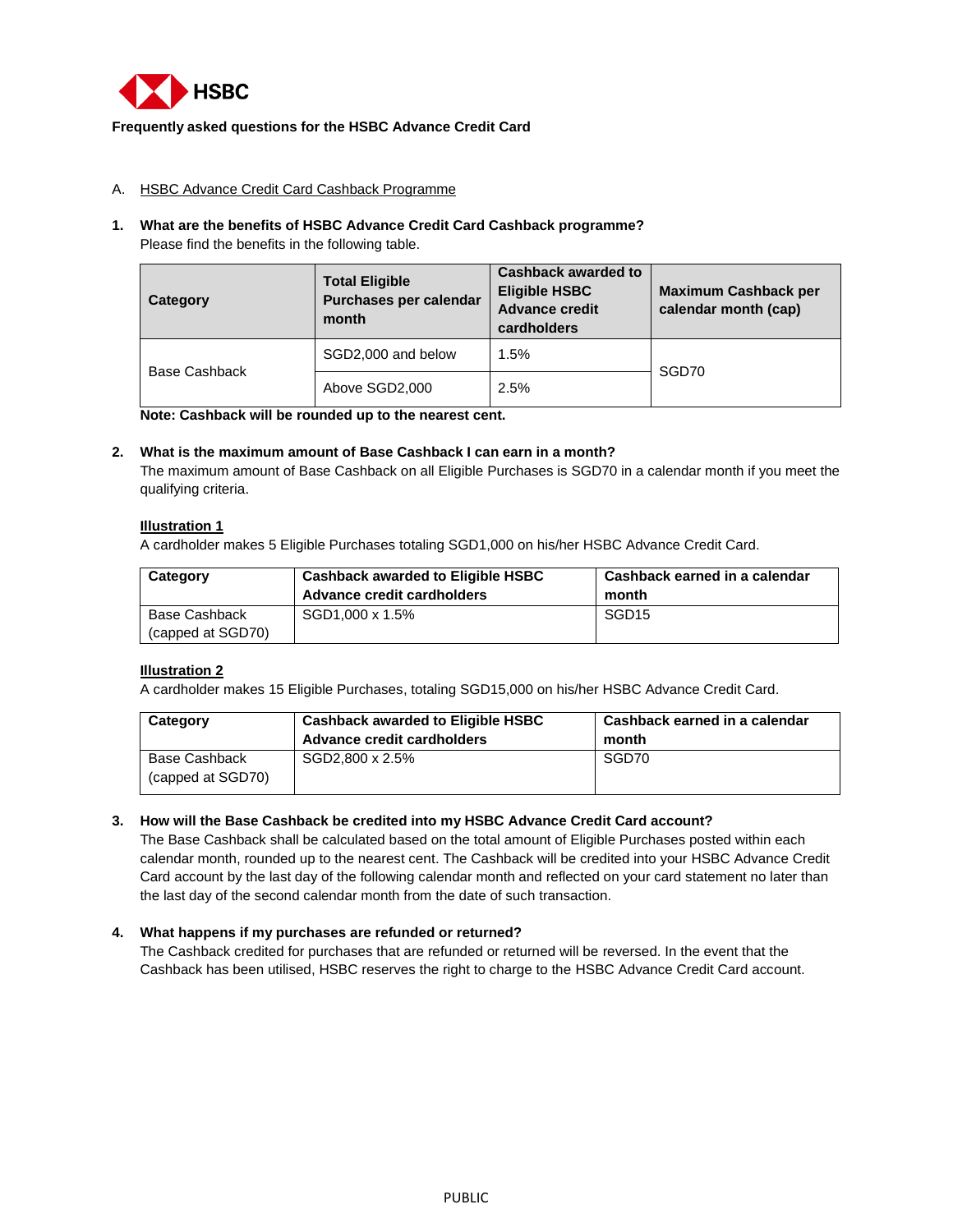HSBC

**Frequently asked questions for the HSBC Advance Credit Card**

A. <u>HSBC Advance Credit Card Cashback Programme</u>

**1. What are the benefits of HSBC Advance Credit Card Cashback programme?**

Please find the benefits in the following table.

| **Category** | **Total Eligible Purchases per calendar month** | **Cashback awarded to Eligible HSBC Advance credit cardholders** | **Maximum Cashback per calendar month (cap)** |
|---|---|---|---|
| Base Cashback | SGD2,000 and below | 1.5% | SGD70 |
| | Above SGD2,000 | 2.5% | |

**Note: Cashback will be rounded up to the nearest cent.**

**2. What is the maximum amount of Base Cashback I can earn in a month?**

The maximum amount of Base Cashback on all Eligible Purchases is SGD70 in a calendar month if you meet the qualifying criteria.

**<u>Illustration 1</u>**

A cardholder makes 5 Eligible Purchases totaling SGD1,000 on his/her HSBC Advance Credit Card.

| **Category** | **Cashback awarded to Eligible HSBC Advance credit cardholders** | **Cashback earned in a calendar month** |
|---|---|---|
| Base Cashback (capped at SGD70) | SGD1,000 x 1.5% | SGD15 |

**<u>Illustration 2</u>**

A cardholder makes 15 Eligible Purchases, totaling SGD15,000 on his/her HSBC Advance Credit Card.

| **Category** | **Cashback awarded to Eligible HSBC Advance credit cardholders** | **Cashback earned in a calendar month** |
|---|---|---|
| Base Cashback (capped at SGD70) | SGD2,800 x 2.5% | SGD70 |

**3. How will the Base Cashback be credited into my HSBC Advance Credit Card account?**

The Base Cashback shall be calculated based on the total amount of Eligible Purchases posted within each calendar month, rounded up to the nearest cent. The Cashback will be credited into your HSBC Advance Credit Card account by the last day of the following calendar month and reflected on your card statement no later than the last day of the second calendar month from the date of such transaction.

**4. What happens if my purchases are refunded or returned?**

The Cashback credited for purchases that are refunded or returned will be reversed. In the event that the Cashback has been utilised, HSBC reserves the right to charge to the HSBC Advance Credit Card account.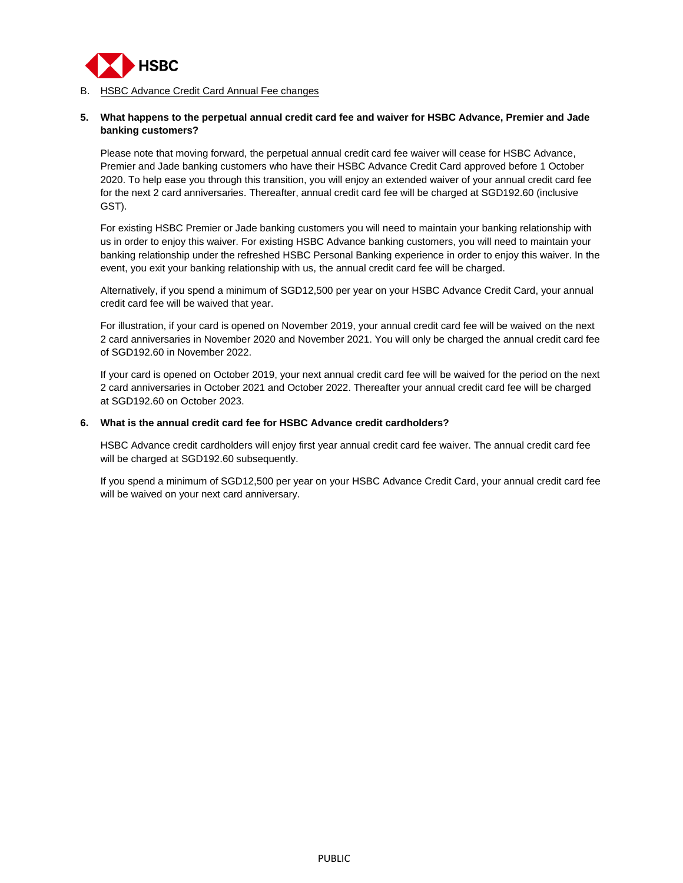B. HSBC Advance Credit Card Annual Fee changes

**5. What happens to the perpetual annual credit card fee and waiver for HSBC Advance, Premier and Jade banking customers?**

Please note that moving forward, the perpetual annual credit card fee waiver will cease for HSBC Advance, Premier and Jade banking customers who have their HSBC Advance Credit Card approved before 1 October 2020. To help ease you through this transition, you will enjoy an extended waiver of your annual credit card fee for the next 2 card anniversaries. Thereafter, annual credit card fee will be charged at SGD192.60 (inclusive GST).

For existing HSBC Premier or Jade banking customers you will need to maintain your banking relationship with us in order to enjoy this waiver. For existing HSBC Advance banking customers, you will need to maintain your banking relationship under the refreshed HSBC Personal Banking experience in order to enjoy this waiver. In the event, you exit your banking relationship with us, the annual credit card fee will be charged.

Alternatively, if you spend a minimum of SGD12,500 per year on your HSBC Advance Credit Card, your annual credit card fee will be waived that year.

For illustration, if your card is opened on November 2019, your annual credit card fee will be waived on the next 2 card anniversaries in November 2020 and November 2021. You will only be charged the annual credit card fee of SGD192.60 in November 2022.

If your card is opened on October 2019, your next annual credit card fee will be waived for the period on the next 2 card anniversaries in October 2021 and October 2022. Thereafter your annual credit card fee will be charged at SGD192.60 on October 2023.

**6. What is the annual credit card fee for HSBC Advance credit cardholders?**

HSBC Advance credit cardholders will enjoy first year annual credit card fee waiver. The annual credit card fee will be charged at SGD192.60 subsequently.

If you spend a minimum of SGD12,500 per year on your HSBC Advance Credit Card, your annual credit card fee will be waived on your next card anniversary.